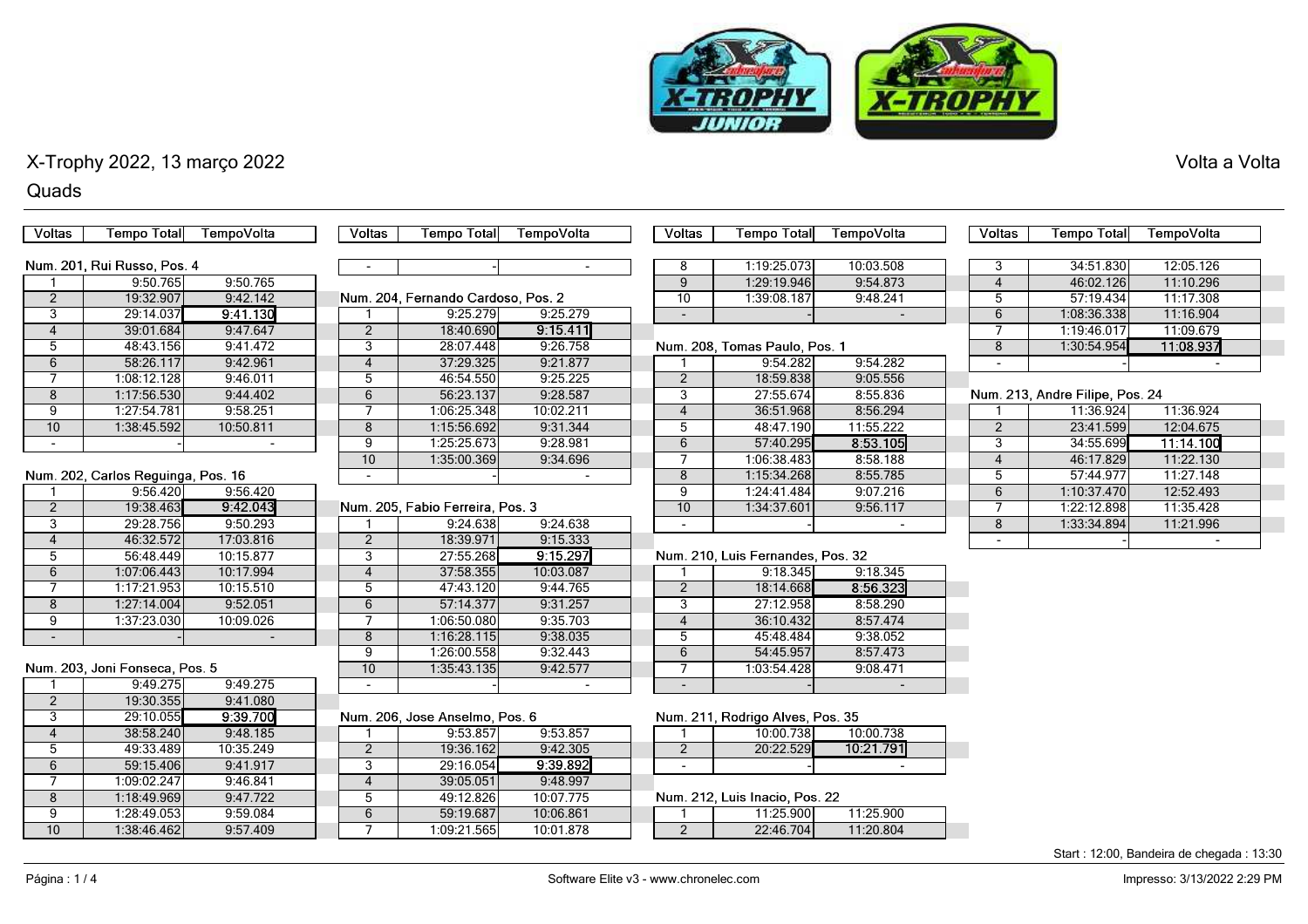# X-Trophy 2022, 13 março 2022

## Quads

Volta a Volta

### Num. 201, Rui Russo, Pos. 4

| Voltas | Tempo Total | TempoVolta |
|---|---|---|
| 1 | 9:50.765 | 9:50.765 |
| 2 | 19:32.907 | 9:42.142 |
| 3 | 29:14.037 | **9:41.130** |
| 4 | 39:01.684 | 9:47.647 |
| 5 | 48:43.156 | 9:41.472 |
| 6 | 58:26.117 | 9:42.961 |
| 7 | 1:08:12.128 | 9:46.011 |
| 8 | 1:17:56.530 | 9:44.402 |
| 9 | 1:27:54.781 | 9:58.251 |
| 10 | 1:38:45.592 | 10:50.811 |
| - | - | - |

### Num. 202, Carlos Reguinga, Pos. 16

| Voltas | Tempo Total | TempoVolta |
|---|---|---|
| 1 | 9:56.420 | 9:56.420 |
| 2 | 19:38.463 | **9:42.043** |
| 3 | 29:28.756 | 9:50.293 |
| 4 | 46:32.572 | 17:03.816 |
| 5 | 56:48.449 | 10:15.877 |
| 6 | 1:07:06.443 | 10:17.994 |
| 7 | 1:17:21.953 | 10:15.510 |
| 8 | 1:27:14.004 | 9:52.051 |
| 9 | 1:37:23.030 | 10:09.026 |
| - | - | - |

### Num. 203, Joni Fonseca, Pos. 5

| Voltas | Tempo Total | TempoVolta |
|---|---|---|
| 1 | 9:49.275 | 9:49.275 |
| 2 | 19:30.355 | 9:41.080 |
| 3 | 29:10.055 | **9:39.700** |
| 4 | 38:58.240 | 9:48.185 |
| 5 | 49:33.489 | 10:35.249 |
| 6 | 59:15.406 | 9:41.917 |
| 7 | 1:09:02.247 | 9:46.841 |
| 8 | 1:18:49.969 | 9:47.722 |
| 9 | 1:28:49.053 | 9:59.084 |
| 10 | 1:38:46.462 | 9:57.409 |
| - | - | - |

### Num. 204, Fernando Cardoso, Pos. 2

| Voltas | Tempo Total | TempoVolta |
|---|---|---|
| 1 | 9:25.279 | 9:25.279 |
| 2 | 18:40.690 | **9:15.411** |
| 3 | 28:07.448 | 9:26.758 |
| 4 | 37:29.325 | 9:21.877 |
| 5 | 46:54.550 | 9:25.225 |
| 6 | 56:23.137 | 9:28.587 |
| 7 | 1:06:25.348 | 10:02.211 |
| 8 | 1:15:56.692 | 9:31.344 |
| 9 | 1:25:25.673 | 9:28.981 |
| 10 | 1:35:00.369 | 9:34.696 |
| - | - | - |

### Num. 205, Fabio Ferreira, Pos. 3

| Voltas | Tempo Total | TempoVolta |
|---|---|---|
| 1 | 9:24.638 | 9:24.638 |
| 2 | 18:39.971 | 9:15.333 |
| 3 | 27:55.268 | **9:15.297** |
| 4 | 37:58.355 | 10:03.087 |
| 5 | 47:43.120 | 9:44.765 |
| 6 | 57:14.377 | 9:31.257 |
| 7 | 1:06:50.080 | 9:35.703 |
| 8 | 1:16:28.115 | 9:38.035 |
| 9 | 1:26:00.558 | 9:32.443 |
| 10 | 1:35:43.135 | 9:42.577 |
| - | - | - |

### Num. 206, Jose Anselmo, Pos. 6

| Voltas | Tempo Total | TempoVolta |
|---|---|---|
| 1 | 9:53.857 | 9:53.857 |
| 2 | 19:36.162 | 9:42.305 |
| 3 | 29:16.054 | **9:39.892** |
| 4 | 39:05.051 | 9:48.997 |
| 5 | 49:12.826 | 10:07.775 |
| 6 | 59:19.687 | 10:06.861 |
| 7 | 1:09:21.565 | 10:01.878 |
| 8 | 1:19:25.073 | 10:03.508 |
| 9 | 1:29:19.946 | 9:54.873 |
| 10 | 1:39:08.187 | 9:48.241 |
| - | - | - |

### Num. 208, Tomas Paulo, Pos. 1

| Voltas | Tempo Total | TempoVolta |
|---|---|---|
| 1 | 9:54.282 | 9:54.282 |
| 2 | 18:59.838 | 9:05.556 |
| 3 | 27:55.674 | 8:55.836 |
| 4 | 36:51.968 | 8:56.294 |
| 5 | 48:47.190 | 11:55.222 |
| 6 | 57:40.295 | **8:53.105** |
| 7 | 1:06:38.483 | 8:58.188 |
| 8 | 1:15:34.268 | 8:55.785 |
| 9 | 1:24:41.484 | 9:07.216 |
| 10 | 1:34:37.601 | 9:56.117 |
| - | - | - |

### Num. 210, Luis Fernandes, Pos. 32

| Voltas | Tempo Total | TempoVolta |
|---|---|---|
| 1 | 9:18.345 | 9:18.345 |
| 2 | 18:14.668 | **8:56.323** |
| 3 | 27:12.958 | 8:58.290 |
| 4 | 36:10.432 | 8:57.474 |
| 5 | 45:48.484 | 9:38.052 |
| 6 | 54:45.957 | 8:57.473 |
| 7 | 1:03:54.428 | 9:08.471 |
| - | - | - |

### Num. 211, Rodrigo Alves, Pos. 35

| Voltas | Tempo Total | TempoVolta |
|---|---|---|
| 1 | 10:00.738 | 10:00.738 |
| 2 | 20:22.529 | **10:21.791** |
| - | - | - |

### Num. 212, Luis Inacio, Pos. 22

| Voltas | Tempo Total | TempoVolta |
|---|---|---|
| 1 | 11:25.900 | 11:25.900 |
| 2 | 22:46.704 | 11:20.804 |
| 3 | 34:51.830 | 12:05.126 |
| 4 | 46:02.126 | 11:10.296 |
| 5 | 57:19.434 | 11:17.308 |
| 6 | 1:08:36.338 | 11:16.904 |
| 7 | 1:19:46.017 | 11:09.679 |
| 8 | 1:30:54.954 | **11:08.937** |
| - | - | - |

### Num. 213, Andre Filipe, Pos. 24

| Voltas | Tempo Total | TempoVolta |
|---|---|---|
| 1 | 11:36.924 | 11:36.924 |
| 2 | 23:41.599 | 12:04.675 |
| 3 | 34:55.699 | **11:14.100** |
| 4 | 46:17.829 | 11:22.130 |
| 5 | 57:44.977 | 11:27.148 |
| 6 | 1:10:37.470 | 12:52.493 |
| 7 | 1:22:12.898 | 11:35.428 |
| 8 | 1:33:34.894 | 11:21.996 |
| - | - | - |

Start : 12:00, Bandeira de chegada : 13:30

Software Elite v3 - www.chronelec.com

Impresso: 3/13/2022 2:29 PM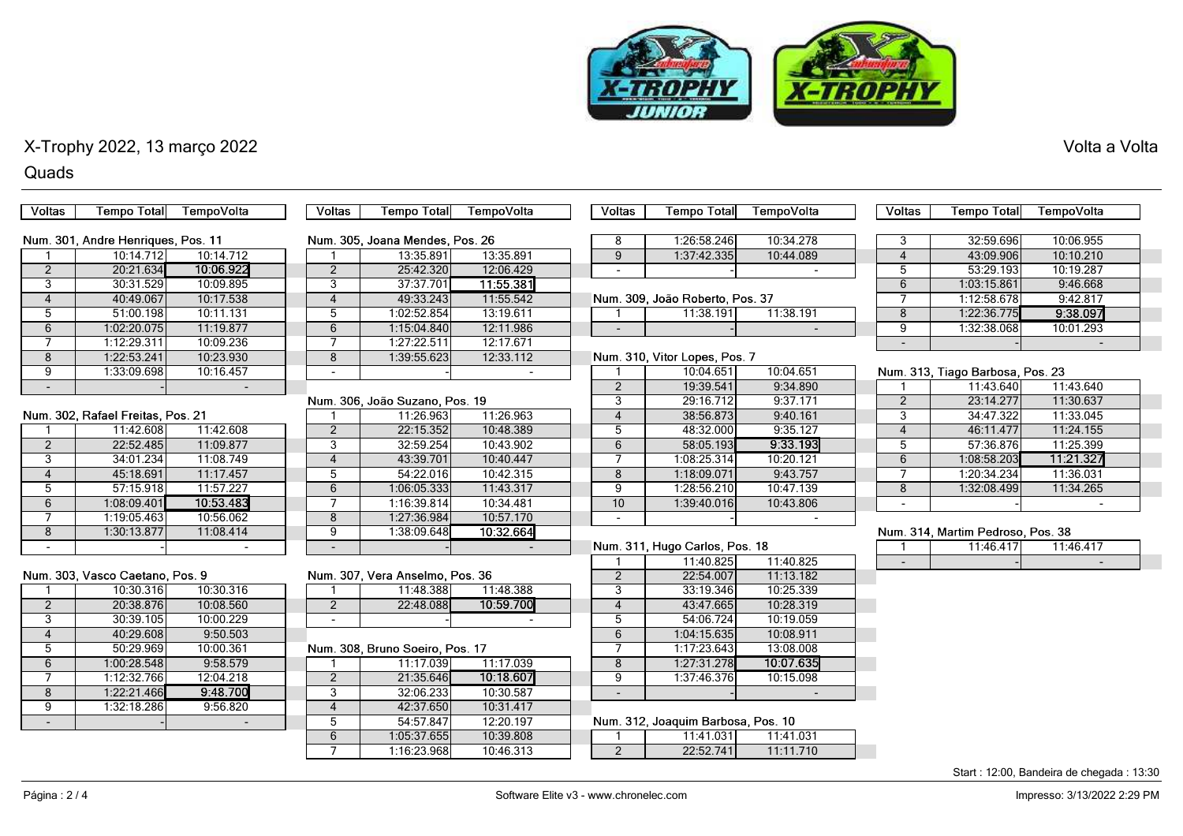# X-Trophy 2022, 13 março 2022

Volta a Volta

## Quads

### Num. 301, Andre Henriques, Pos. 11

| Voltas | Tempo Total | TempoVolta |
|---|---|---|
| 1 | 10:14.712 | 10:14.712 |
| 2 | 20:21.634 | **10:06.922** |
| 3 | 30:31.529 | 10:09.895 |
| 4 | 40:49.067 | 10:17.538 |
| 5 | 51:00.198 | 10:11.131 |
| 6 | 1:02:20.075 | 11:19.877 |
| 7 | 1:12:29.311 | 10:09.236 |
| 8 | 1:22:53.241 | 10:23.930 |
| 9 | 1:33:09.698 | 10:16.457 |
| - | - | - |

### Num. 302, Rafael Freitas, Pos. 21

| Voltas | Tempo Total | TempoVolta |
|---|---|---|
| 1 | 11:42.608 | 11:42.608 |
| 2 | 22:52.485 | 11:09.877 |
| 3 | 34:01.234 | 11:08.749 |
| 4 | 45:18.691 | 11:17.457 |
| 5 | 57:15.918 | 11:57.227 |
| 6 | 1:08:09.401 | **10:53.483** |
| 7 | 1:19:05.463 | 10:56.062 |
| 8 | 1:30:13.877 | 11:08.414 |
| - | - | - |

### Num. 303, Vasco Caetano, Pos. 9

| Voltas | Tempo Total | TempoVolta |
|---|---|---|
| 1 | 10:30.316 | 10:30.316 |
| 2 | 20:38.876 | 10:08.560 |
| 3 | 30:39.105 | 10:00.229 |
| 4 | 40:29.608 | 9:50.503 |
| 5 | 50:29.969 | 10:00.361 |
| 6 | 1:00:28.548 | 9:58.579 |
| 7 | 1:12:32.766 | 12:04.218 |
| 8 | 1:22:21.466 | **9:48.700** |
| 9 | 1:32:18.286 | 9:56.820 |
| - | - | - |

### Num. 305, Joana Mendes, Pos. 26

| Voltas | Tempo Total | TempoVolta |
|---|---|---|
| 1 | 13:35.891 | 13:35.891 |
| 2 | 25:42.320 | 12:06.429 |
| 3 | 37:37.701 | **11:55.381** |
| 4 | 49:33.243 | 11:55.542 |
| 5 | 1:02:52.854 | 13:19.611 |
| 6 | 1:15:04.840 | 12:11.986 |
| 7 | 1:27:22.511 | 12:17.671 |
| 8 | 1:39:55.623 | 12:33.112 |
| - | - | - |

### Num. 306, João Suzano, Pos. 19

| Voltas | Tempo Total | TempoVolta |
|---|---|---|
| 1 | 11:26.963 | 11:26.963 |
| 2 | 22:15.352 | 10:48.389 |
| 3 | 32:59.254 | 10:43.902 |
| 4 | 43:39.701 | 10:40.447 |
| 5 | 54:22.016 | 10:42.315 |
| 6 | 1:06:05.333 | 11:43.317 |
| 7 | 1:16:39.814 | 10:34.481 |
| 8 | 1:27:36.984 | 10:57.170 |
| 9 | 1:38:09.648 | **10:32.664** |
| - | - | - |

### Num. 307, Vera Anselmo, Pos. 36

| Voltas | Tempo Total | TempoVolta |
|---|---|---|
| 1 | 11:48.388 | 11:48.388 |
| 2 | 22:48.088 | **10:59.700** |
| - | - | - |

### Num. 308, Bruno Soeiro, Pos. 17

| Voltas | Tempo Total | TempoVolta |
|---|---|---|
| 1 | 11:17.039 | 11:17.039 |
| 2 | 21:35.646 | **10:18.607** |
| 3 | 32:06.233 | 10:30.587 |
| 4 | 42:37.650 | 10:31.417 |
| 5 | 54:57.847 | 12:20.197 |
| 6 | 1:05:37.655 | 10:39.808 |
| 7 | 1:16:23.968 | 10:46.313 |
| 8 | 1:26:58.246 | 10:34.278 |
| 9 | 1:37:42.335 | 10:44.089 |
| - | - | - |

### Num. 309, João Roberto, Pos. 37

| Voltas | Tempo Total | TempoVolta |
|---|---|---|
| 1 | 11:38.191 | 11:38.191 |
| - | - | - |

### Num. 310, Vitor Lopes, Pos. 7

| Voltas | Tempo Total | TempoVolta |
|---|---|---|
| 1 | 10:04.651 | 10:04.651 |
| 2 | 19:39.541 | 9:34.890 |
| 3 | 29:16.712 | 9:37.171 |
| 4 | 38:56.873 | 9:40.161 |
| 5 | 48:32.000 | 9:35.127 |
| 6 | 58:05.193 | **9:33.193** |
| 7 | 1:08:25.314 | 10:20.121 |
| 8 | 1:18:09.071 | 9:43.757 |
| 9 | 1:28:56.210 | 10:47.139 |
| 10 | 1:39:40.016 | 10:43.806 |
| - | - | - |

### Num. 311, Hugo Carlos, Pos. 18

| Voltas | Tempo Total | TempoVolta |
|---|---|---|
| 1 | 11:40.825 | 11:40.825 |
| 2 | 22:54.007 | 11:13.182 |
| 3 | 33:19.346 | 10:25.339 |
| 4 | 43:47.665 | 10:28.319 |
| 5 | 54:06.724 | 10:19.059 |
| 6 | 1:04:15.635 | 10:08.911 |
| 7 | 1:17:23.643 | 13:08.008 |
| 8 | 1:27:31.278 | **10:07.635** |
| 9 | 1:37:46.376 | 10:15.098 |
| - | - | - |

### Num. 312, Joaquim Barbosa, Pos. 10

| Voltas | Tempo Total | TempoVolta |
|---|---|---|
| 1 | 11:41.031 | 11:41.031 |
| 2 | 22:52.741 | 11:11.710 |
| 3 | 32:59.696 | 10:06.955 |
| 4 | 43:09.906 | 10:10.210 |
| 5 | 53:29.193 | 10:19.287 |
| 6 | 1:03:15.861 | 9:46.668 |
| 7 | 1:12:58.678 | 9:42.817 |
| 8 | 1:22:36.775 | **9:38.097** |
| 9 | 1:32:38.068 | 10:01.293 |
| - | - | - |

### Num. 313, Tiago Barbosa, Pos. 23

| Voltas | Tempo Total | TempoVolta |
|---|---|---|
| 1 | 11:43.640 | 11:43.640 |
| 2 | 23:14.277 | 11:30.637 |
| 3 | 34:47.322 | 11:33.045 |
| 4 | 46:11.477 | 11:24.155 |
| 5 | 57:36.876 | 11:25.399 |
| 6 | 1:08:58.203 | **11:21.327** |
| 7 | 1:20:34.234 | 11:36.031 |
| 8 | 1:32:08.499 | 11:34.265 |
| - | - | - |

### Num. 314, Martim Pedroso, Pos. 38

| Voltas | Tempo Total | TempoVolta |
|---|---|---|
| 1 | 11:46.417 | 11:46.417 |
| - | - | - |

Start : 12:00, Bandeira de chegada : 13:30

Software Elite v3 - www.chronelec.com

Impresso: 3/13/2022 2:29 PM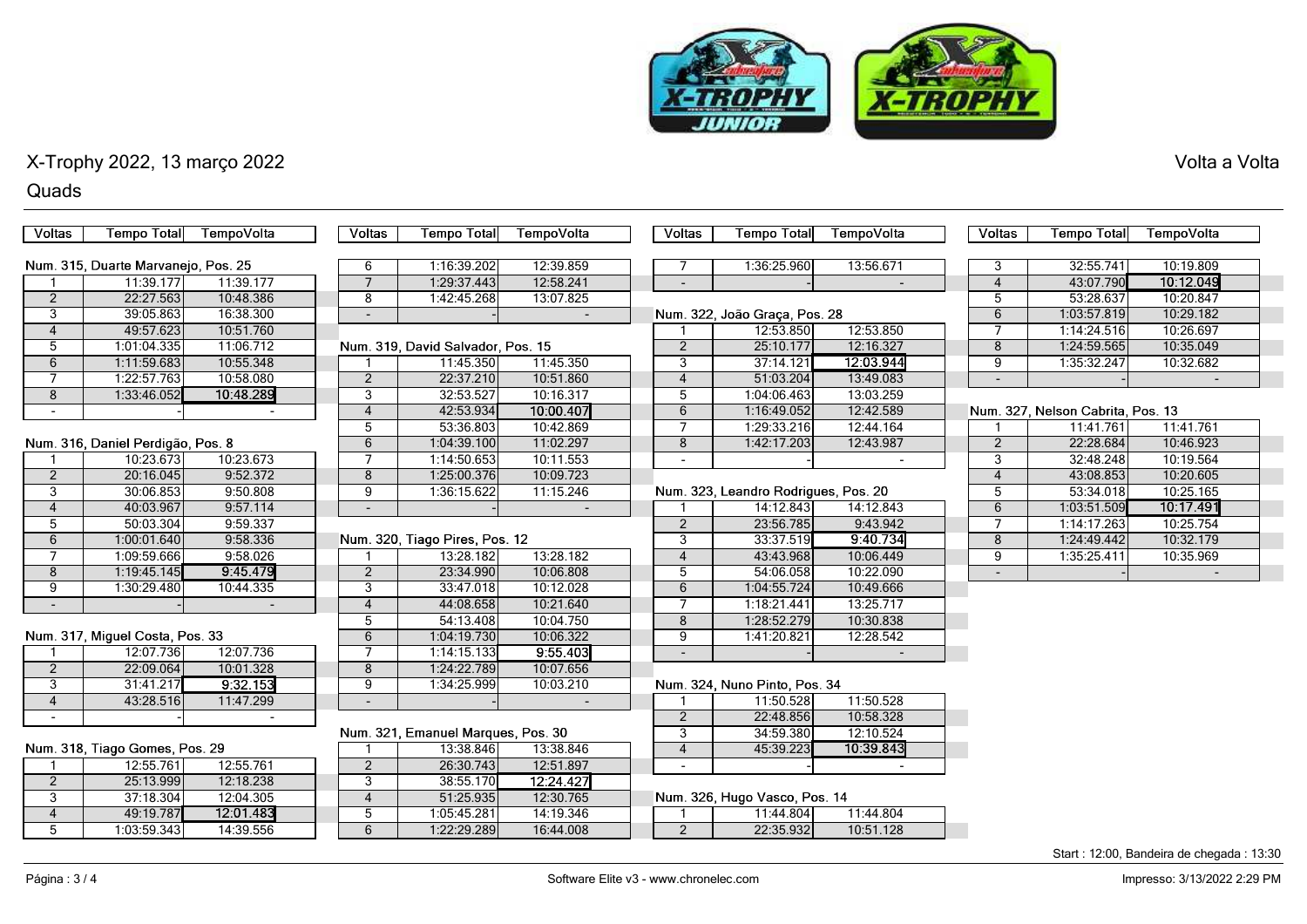# X-Trophy 2022, 13 março 2022

Volta a Volta

## Quads

### Num. 315, Duarte Marvanejo, Pos. 25

| Voltas | Tempo Total | TempoVolta |
|---|---|---|
| 1 | 11:39.177 | 11:39.177 |
| 2 | 22:27.563 | 10:48.386 |
| 3 | 39:05.863 | 16:38.300 |
| 4 | 49:57.623 | 10:51.760 |
| 5 | 1:01:04.335 | 11:06.712 |
| 6 | 1:11:59.683 | 10:55.348 |
| 7 | 1:22:57.763 | 10:58.080 |
| 8 | 1:33:46.052 | 10:48.289 |
| - | - | - |

### Num. 316, Daniel Perdigão, Pos. 8

| Voltas | Tempo Total | TempoVolta |
|---|---|---|
| 1 | 10:23.673 | 10:23.673 |
| 2 | 20:16.045 | 9:52.372 |
| 3 | 30:06.853 | 9:50.808 |
| 4 | 40:03.967 | 9:57.114 |
| 5 | 50:03.304 | 9:59.337 |
| 6 | 1:00:01.640 | 9:58.336 |
| 7 | 1:09:59.666 | 9:58.026 |
| 8 | 1:19:45.145 | 9:45.479 |
| 9 | 1:30:29.480 | 10:44.335 |
| - | - | - |

### Num. 317, Miguel Costa, Pos. 33

| Voltas | Tempo Total | TempoVolta |
|---|---|---|
| 1 | 12:07.736 | 12:07.736 |
| 2 | 22:09.064 | 10:01.328 |
| 3 | 31:41.217 | 9:32.153 |
| 4 | 43:28.516 | 11:47.299 |
| - | - | - |

### Num. 318, Tiago Gomes, Pos. 29

| Voltas | Tempo Total | TempoVolta |
|---|---|---|
| 1 | 12:55.761 | 12:55.761 |
| 2 | 25:13.999 | 12:18.238 |
| 3 | 37:18.304 | 12:04.305 |
| 4 | 49:19.787 | 12:01.483 |
| 5 | 1:03:59.343 | 14:39.556 |
| 6 | 1:16:39.202 | 12:39.859 |
| 7 | 1:29:37.443 | 12:58.241 |
| 8 | 1:42:45.268 | 13:07.825 |
| - | - | - |

### Num. 319, David Salvador, Pos. 15

| Voltas | Tempo Total | TempoVolta |
|---|---|---|
| 1 | 11:45.350 | 11:45.350 |
| 2 | 22:37.210 | 10:51.860 |
| 3 | 32:53.527 | 10:16.317 |
| 4 | 42:53.934 | 10:00.407 |
| 5 | 53:36.803 | 10:42.869 |
| 6 | 1:04:39.100 | 11:02.297 |
| 7 | 1:14:50.653 | 10:11.553 |
| 8 | 1:25:00.376 | 10:09.723 |
| 9 | 1:36:15.622 | 11:15.246 |
| - | - | - |

### Num. 320, Tiago Pires, Pos. 12

| Voltas | Tempo Total | TempoVolta |
|---|---|---|
| 1 | 13:28.182 | 13:28.182 |
| 2 | 23:34.990 | 10:06.808 |
| 3 | 33:47.018 | 10:12.028 |
| 4 | 44:08.658 | 10:21.640 |
| 5 | 54:13.408 | 10:04.750 |
| 6 | 1:04:19.730 | 10:06.322 |
| 7 | 1:14:15.133 | 9:55.403 |
| 8 | 1:24:22.789 | 10:07.656 |
| 9 | 1:34:25.999 | 10:03.210 |
| - | - | - |

### Num. 321, Emanuel Marques, Pos. 30

| Voltas | Tempo Total | TempoVolta |
|---|---|---|
| 1 | 13:38.846 | 13:38.846 |
| 2 | 26:30.743 | 12:51.897 |
| 3 | 38:55.170 | 12:24.427 |
| 4 | 51:25.935 | 12:30.765 |
| 5 | 1:05:45.281 | 14:19.346 |
| 6 | 1:22:29.289 | 16:44.008 |
| 7 | 1:36:25.960 | 13:56.671 |
| - | - | - |

### Num. 322, João Graça, Pos. 28

| Voltas | Tempo Total | TempoVolta |
|---|---|---|
| 1 | 12:53.850 | 12:53.850 |
| 2 | 25:10.177 | 12:16.327 |
| 3 | 37:14.121 | 12:03.944 |
| 4 | 51:03.204 | 13:49.083 |
| 5 | 1:04:06.463 | 13:03.259 |
| 6 | 1:16:49.052 | 12:42.589 |
| 7 | 1:29:33.216 | 12:44.164 |
| 8 | 1:42:17.203 | 12:43.987 |
| - | - | - |

### Num. 323, Leandro Rodrigues, Pos. 20

| Voltas | Tempo Total | TempoVolta |
|---|---|---|
| 1 | 14:12.843 | 14:12.843 |
| 2 | 23:56.785 | 9:43.942 |
| 3 | 33:37.519 | 9:40.734 |
| 4 | 43:43.968 | 10:06.449 |
| 5 | 54:06.058 | 10:22.090 |
| 6 | 1:04:55.724 | 10:49.666 |
| 7 | 1:18:21.441 | 13:25.717 |
| 8 | 1:28:52.279 | 10:30.838 |
| 9 | 1:41:20.821 | 12:28.542 |
| - | - | - |

### Num. 324, Nuno Pinto, Pos. 34

| Voltas | Tempo Total | TempoVolta |
|---|---|---|
| 1 | 11:50.528 | 11:50.528 |
| 2 | 22:48.856 | 10:58.328 |
| 3 | 34:59.380 | 12:10.524 |
| 4 | 45:39.223 | 10:39.843 |
| - | - | - |

### Num. 326, Hugo Vasco, Pos. 14

| Voltas | Tempo Total | TempoVolta |
|---|---|---|
| 1 | 11:44.804 | 11:44.804 |
| 2 | 22:35.932 | 10:51.128 |
| 3 | 32:55.741 | 10:19.809 |
| 4 | 43:07.790 | 10:12.049 |
| 5 | 53:28.637 | 10:20.847 |
| 6 | 1:03:57.819 | 10:29.182 |
| 7 | 1:14:24.516 | 10:26.697 |
| 8 | 1:24:59.565 | 10:35.049 |
| 9 | 1:35:32.247 | 10:32.682 |
| - | - | - |

### Num. 327, Nelson Cabrita, Pos. 13

| Voltas | Tempo Total | TempoVolta |
|---|---|---|
| 1 | 11:41.761 | 11:41.761 |
| 2 | 22:28.684 | 10:46.923 |
| 3 | 32:48.248 | 10:19.564 |
| 4 | 43:08.853 | 10:20.605 |
| 5 | 53:34.018 | 10:25.165 |
| 6 | 1:03:51.509 | 10:17.491 |
| 7 | 1:14:17.263 | 10:25.754 |
| 8 | 1:24:49.442 | 10:32.179 |
| 9 | 1:35:25.411 | 10:35.969 |
| - | - | - |

Start : 12:00, Bandeira de chegada : 13:30

Software Elite v3 - www.chronelec.com

Impresso: 3/13/2022 2:29 PM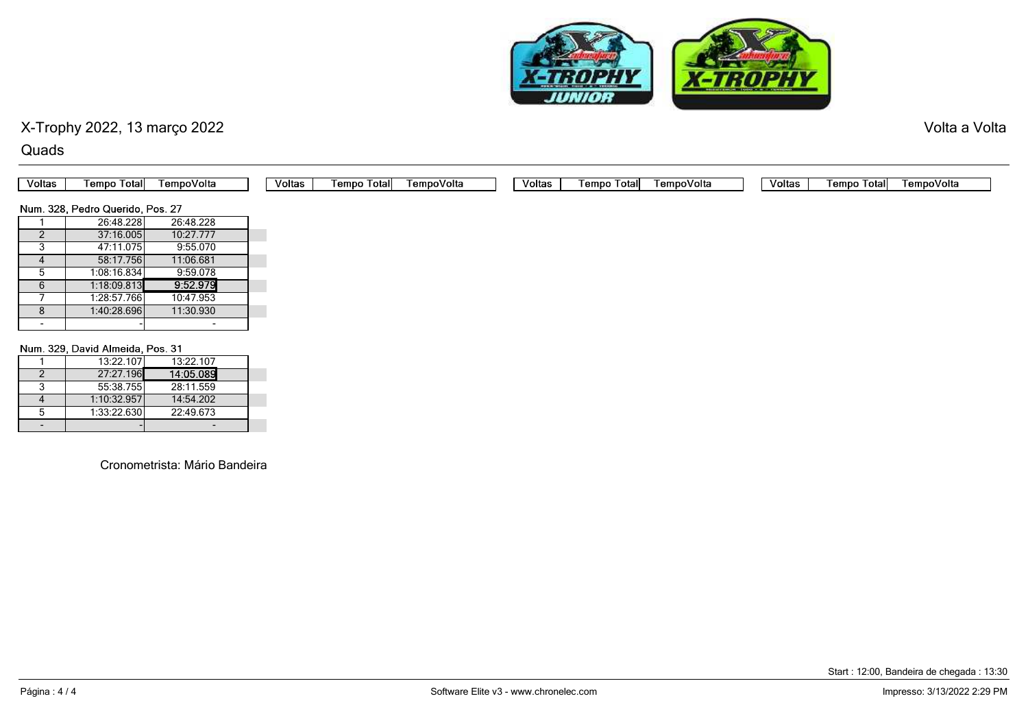# X-Trophy 2022, 13 março 2022

Volta a Volta

## Quads

### Num. 328, Pedro Querido, Pos. 27

| Voltas | Tempo Total | TempoVolta |
|---|---|---|
| 1 | 26:48.228 | 26:48.228 |
| 2 | 37:16.005 | 10:27.777 |
| 3 | 47:11.075 | 9:55.070 |
| 4 | 58:17.756 | 11:06.681 |
| 5 | 1:08:16.834 | 9:59.078 |
| 6 | 1:18:09.813 | **9:52.979** |
| 7 | 1:28:57.766 | 10:47.953 |
| 8 | 1:40:28.696 | 11:30.930 |
| - | - | - |

### Num. 329, David Almeida, Pos. 31

| Voltas | Tempo Total | TempoVolta |
|---|---|---|
| 1 | 13:22.107 | 13:22.107 |
| 2 | 27:27.196 | **14:05.089** |
| 3 | 55:38.755 | 28:11.559 |
| 4 | 1:10:32.957 | 14:54.202 |
| 5 | 1:33:22.630 | 22:49.673 |
| - | - | - |

Cronometrista: Mário Bandeira

Start : 12:00, Bandeira de chegada : 13:30

Software Elite v3 - www.chronelec.com

Impresso: 3/13/2022 2:29 PM